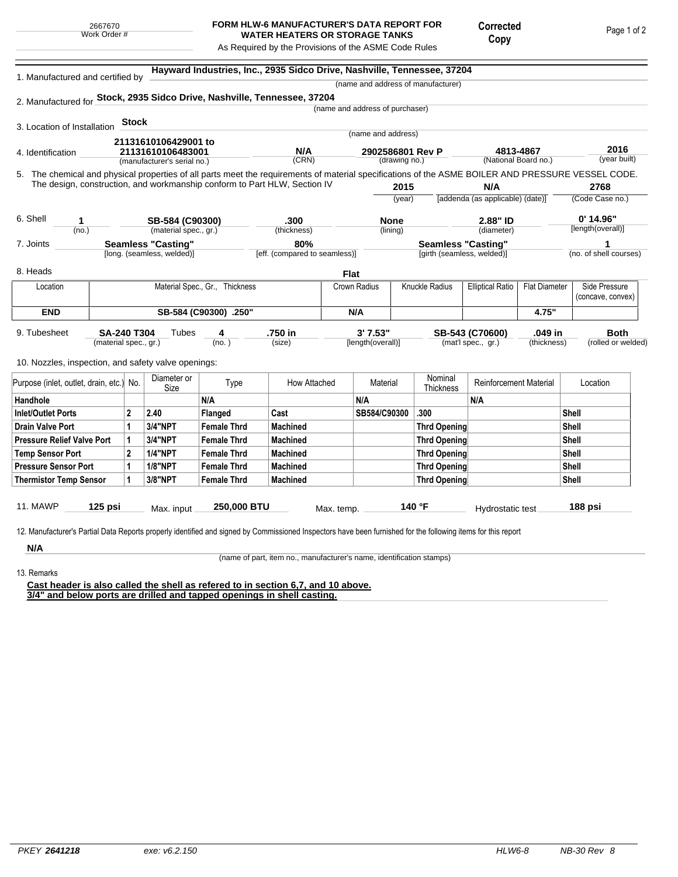2667670
Work Order #

**FORM HLW-6 MANUFACTURER'S DATA REPORT FOR WATER HEATERS OR STORAGE TANKS**
As Required by the Provisions of the ASME Code Rules

**Corrected Copy**

1. Manufactured and certified by **Hayward Industries, Inc., 2935 Sidco Drive, Nashville, Tennessee, 37204**
(name and address of manufacturer)

2. Manufactured for **Stock, 2935 Sidco Drive, Nashville, Tennessee, 37204**
(name and address of purchaser)

3. Location of Installation **Stock**
(name and address)

4. Identification **21131610106429001 to 21131610106483001** (manufacturer's serial no.) **N/A** (CRN) **2902586801 Rev P** (drawing no.) **4813-4867** (National Board no.) **2016** (year built)

5. The chemical and physical properties of all parts meet the requirements of material specifications of the ASME BOILER AND PRESSURE VESSEL CODE. The design, construction, and workmanship conform to Part HLW, Section IV **2015** (year) **N/A** [addenda (as applicable) (date)] **2768** (Code Case no.)

6. Shell **1** (no.) **SB-584 (C90300)** (material spec., gr.) **.300** (thickness) **None** (lining) **2.88" ID** (diameter) **0' 14.96"** [length(overall)]

7. Joints **Seamless "Casting"** [long. (seamless, welded)] **80%** [eff. (compared to seamless)] **Seamless "Casting"** [girth (seamless, welded)] **1** (no. of shell courses)

8. Heads **Flat**

| Location | Material Spec., Gr., Thickness | Crown Radius | Knuckle Radius | Elliptical Ratio | Flat Diameter | Side Pressure (concave, convex) |
|---|---|---|---|---|---|---|
| **END** | **SB-584 (C90300) .250"** | **N/A** | | | **4.75"** | |

9. Tubesheet **SA-240 T304** (material spec., gr.) Tubes **4** (no.) **.750 in** (size) **3' 7.53"** [length(overall)] **SB-543 (C70600)** (mat'l spec., gr.) **.049 in** (thickness) **Both** (rolled or welded)

10. Nozzles, inspection, and safety valve openings:

| Purpose (inlet, outlet, drain, etc.) | No. | Diameter or Size | Type | How Attached | Material | Nominal Thickness | Reinforcement Material | Location |
|---|---|---|---|---|---|---|---|---|
| **Handhole** | | | **N/A** | | **N/A** | | **N/A** | |
| **Inlet/Outlet Ports** | **2** | **2.40** | **Flanged** | **Cast** | **SB584/C90300** | **.300** | | **Shell** |
| **Drain Valve Port** | **1** | **3/4"NPT** | **Female Thrd** | **Machined** | | **Thrd Opening** | | **Shell** |
| **Pressure Relief Valve Port** | **1** | **3/4"NPT** | **Female Thrd** | **Machined** | | **Thrd Opening** | | **Shell** |
| **Temp Sensor Port** | **2** | **1/4"NPT** | **Female Thrd** | **Machined** | | **Thrd Opening** | | **Shell** |
| **Pressure Sensor Port** | **1** | **1/8"NPT** | **Female Thrd** | **Machined** | | **Thrd Opening** | | **Shell** |
| **Thermistor Temp Sensor** | **1** | **3/8"NPT** | **Female Thrd** | **Machined** | | **Thrd Opening** | | **Shell** |

11. MAWP **125 psi** Max. input **250,000 BTU** Max. temp. **140 °F** Hydrostatic test **188 psi**

12. Manufacturer's Partial Data Reports properly identified and signed by Commissioned Inspectors have been furnished for the following items for this report

**N/A**
(name of part, item no., manufacturer's name, identification stamps)

13. Remarks

**Cast header is also called the shell as refered to in section 6,7, and 10 above.**
**3/4" and below ports are drilled and tapped openings in shell casting.**

PKEY **2641218** exe: v6.2.150 HLW6-8 NB-30 Rev 8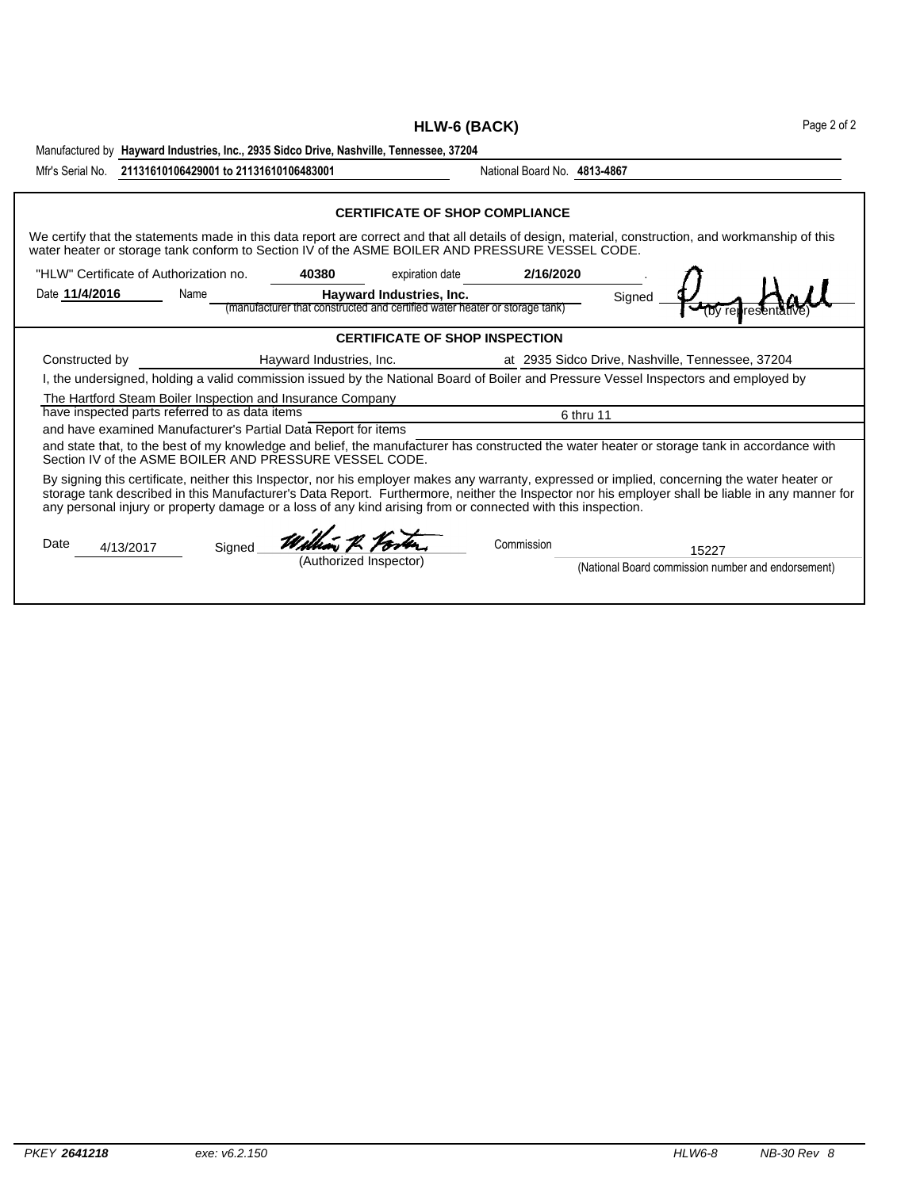# HLW-6 (BACK)

Manufactured by **Hayward Industries, Inc., 2935 Sidco Drive, Nashville, Tennessee, 37204**

Mfr's Serial No. **21131610106429001 to 21131610106483001** National Board No. **4813-4867**

## CERTIFICATE OF SHOP COMPLIANCE

We certify that the statements made in this data report are correct and that all details of design, material, construction, and workmanship of this water heater or storage tank conform to Section IV of the ASME BOILER AND PRESSURE VESSEL CODE.

"HLW" Certificate of Authorization no. **40380** expiration date **2/16/2020**.

Date **11/4/2016** Name **Hayward Industries, Inc.** (manufacturer that constructed and certified water heater or storage tank) Signed [signature] (by representative)

## CERTIFICATE OF SHOP INSPECTION

Constructed by Hayward Industries, Inc. at 2935 Sidco Drive, Nashville, Tennessee, 37204

I, the undersigned, holding a valid commission issued by the National Board of Boiler and Pressure Vessel Inspectors and employed by The Hartford Steam Boiler Inspection and Insurance Company have inspected parts referred to as data items 6 thru 11 and have examined Manufacturer's Partial Data Report for items

and state that, to the best of my knowledge and belief, the manufacturer has constructed the water heater or storage tank in accordance with Section IV of the ASME BOILER AND PRESSURE VESSEL CODE.

By signing this certificate, neither this Inspector, nor his employer makes any warranty, expressed or implied, concerning the water heater or storage tank described in this Manufacturer's Data Report. Furthermore, neither the Inspector nor his employer shall be liable in any manner for any personal injury or property damage or a loss of any kind arising from or connected with this inspection.

Date 4/13/2017 Signed [signature] (Authorized Inspector) Commission 15227 (National Board commission number and endorsement)

*PKEY 2641218* *exe: v6.2.150* *HLW6-8* *NB-30 Rev 8*